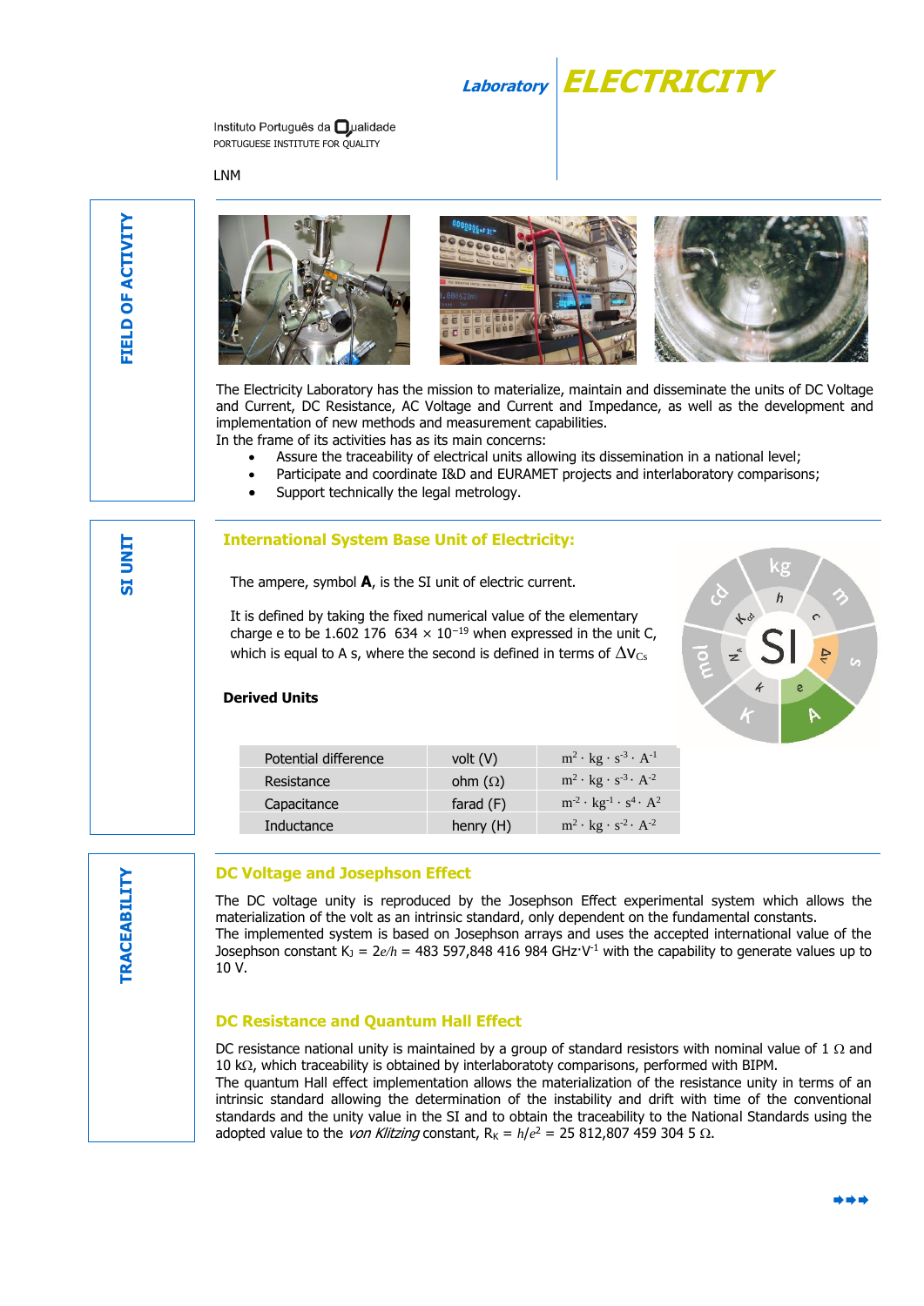Laboratory | **ELECTRICITY**

Instituto Português da Qualidade
PORTUGUESE INSTITUTE FOR QUALITY

LNM

## FIELD OF ACTIVITY

The Electricity Laboratory has the mission to materialize, maintain and disseminate the units of DC Voltage and Current, DC Resistance, AC Voltage and Current and Impedance, as well as the development and implementation of new methods and measurement capabilities.
In the frame of its activities has as its main concerns:

- Assure the traceability of electrical units allowing its dissemination in a national level;
- Participate and coordinate I&D and EURAMET projects and interlaboratory comparisons;
- Support technically the legal metrology.

## SI UNIT

### International System Base Unit of Electricity:

The ampere, symbol **A**, is the SI unit of electric current.

It is defined by taking the fixed numerical value of the elementary charge e to be 1.602 176 634 × $10^{-19}$ when expressed in the unit C, which is equal to A s, where the second is defined in terms of $\Delta\nu_{Cs}$

**Derived Units**

| | | |
|---|---|---|
| Potential difference | volt (V) | $m^2 \cdot kg \cdot s^{-3} \cdot A^{-1}$ |
| Resistance | ohm (Ω) | $m^2 \cdot kg \cdot s^{-3} \cdot A^{-2}$ |
| Capacitance | farad (F) | $m^{-2} \cdot kg^{-1} \cdot s^4 \cdot A^2$ |
| Inductance | henry (H) | $m^2 \cdot kg \cdot s^{-2} \cdot A^{-2}$ |

## TRACEABILITY

### DC Voltage and Josephson Effect

The DC voltage unity is reproduced by the Josephson Effect experimental system which allows the materialization of the volt as an intrinsic standard, only dependent on the fundamental constants.
The implemented system is based on Josephson arrays and uses the accepted international value of the Josephson constant $K_J = 2e/h$ = 483 597,848 416 984 GHz·$V^{-1}$ with the capability to generate values up to 10 V.

### DC Resistance and Quantum Hall Effect

DC resistance national unity is maintained by a group of standard resistors with nominal value of 1 Ω and 10 kΩ, which traceability is obtained by interlaboratoty comparisons, performed with BIPM.
The quantum Hall effect implementation allows the materialization of the resistance unity in terms of an intrinsic standard allowing the determination of the instability and drift with time of the conventional standards and the unity value in the SI and to obtain the traceability to the National Standards using the adopted value to the *von Klitzing* constant, $R_K = h/e^2$ = 25 812,807 459 304 5 Ω.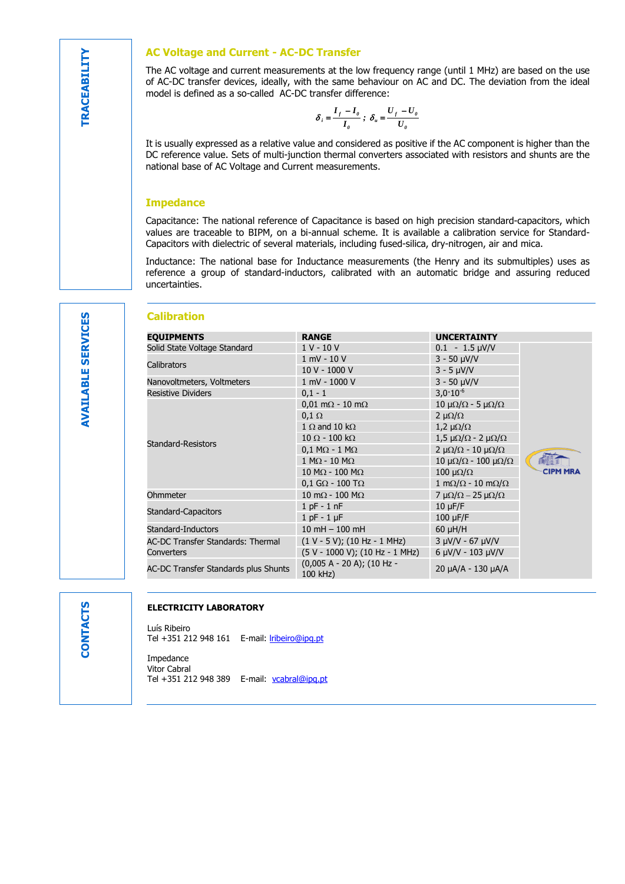TRACEABILITY

## AC Voltage and Current - AC-DC Transfer

The AC voltage and current measurements at the low frequency range (until 1 MHz) are based on the use of AC-DC transfer devices, ideally, with the same behaviour on AC and DC. The deviation from the ideal model is defined as a so-called AC-DC transfer difference:

$$\delta_i = \frac{I_f - I_0}{I_0} \; ; \; \delta_u = \frac{U_f - U_0}{U_0}$$

It is usually expressed as a relative value and considered as positive if the AC component is higher than the DC reference value. Sets of multi-junction thermal converters associated with resistors and shunts are the national base of AC Voltage and Current measurements.

## Impedance

Capacitance: The national reference of Capacitance is based on high precision standard-capacitors, which values are traceable to BIPM, on a bi-annual scheme. It is available a calibration service for Standard-Capacitors with dielectric of several materials, including fused-silica, dry-nitrogen, air and mica.

Inductance: The national base for Inductance measurements (the Henry and its submultiples) uses as reference a group of standard-inductors, calibrated with an automatic bridge and assuring reduced uncertainties.

AVAILABLE SERVICES

## Calibration

| EQUIPMENTS | RANGE | UNCERTAINTY |
|---|---|---|
| Solid State Voltage Standard | 1 V - 10 V | 0.1 - 1.5 µV/V |
| Calibrators | 1 mV - 10 V | 3 - 50 µV/V |
| | 10 V - 1000 V | 3 - 5 µV/V |
| Nanovoltmeters, Voltmeters | 1 mV - 1000 V | 3 - 50 µV/V |
| Resistive Dividers | 0,1 - 1 | $3{,}0 \cdot 10^{-6}$ |
| Standard-Resistors | 0,01 mΩ - 10 mΩ | 10 µΩ/Ω - 5 µΩ/Ω |
| | 0,1 Ω | 2 µΩ/Ω |
| | 1 Ω and 10 kΩ | 1,2 µΩ/Ω |
| | 10 Ω - 100 kΩ | 1,5 µΩ/Ω - 2 µΩ/Ω |
| | 0,1 MΩ - 1 MΩ | 2 µΩ/Ω - 10 µΩ/Ω |
| | 1 MΩ - 10 MΩ | 10 µΩ/Ω - 100 µΩ/Ω |
| | 10 MΩ - 100 MΩ | 100 µΩ/Ω |
| | 0,1 GΩ - 100 TΩ | 1 mΩ/Ω - 10 mΩ/Ω |
| Ohmmeter | 10 mΩ - 100 MΩ | 7 µΩ/Ω – 25 µΩ/Ω |
| Standard-Capacitors | 1 pF - 1 nF | 10 µF/F |
| | 1 pF - 1 µF | 100 µF/F |
| Standard-Inductors | 10 mH – 100 mH | 60 µH/H |
| AC-DC Transfer Standards: Thermal Converters | (1 V - 5 V); (10 Hz - 1 MHz) | 3 µV/V - 67 µV/V |
| | (5 V - 1000 V); (10 Hz - 1 MHz) | 6 µV/V - 103 µV/V |
| AC-DC Transfer Standards plus Shunts | (0,005 A - 20 A); (10 Hz - 100 kHz) | 20 µA/A - 130 µA/A |

CIPM MRA

CONTACTS

**ELECTRICITY LABORATORY**

Luís Ribeiro
Tel +351 212 948 161 E-mail: lribeiro@ipq.pt

Impedance
Vitor Cabral
Tel +351 212 948 389 E-mail: vcabral@ipq.pt